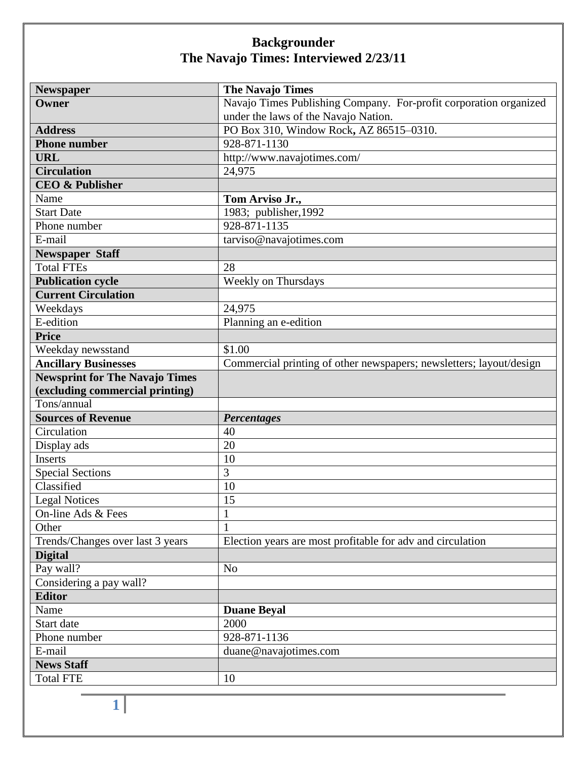# Backgrounder
# The Navajo Times: Interviewed 2/23/11

| **Newspaper** | **The Navajo Times** |
|---|---|
| **Owner** | Navajo Times Publishing Company. For-profit corporation organized under the laws of the Navajo Nation. |
| **Address** | PO Box 310, Window Rock**,** AZ 86515–0310. |
| **Phone number** | 928-871-1130 |
| **URL** | http://www.navajotimes.com/ |
| **Circulation** | 24,975 |
| **CEO & Publisher** | |
| Name | **Tom Arviso Jr.,** |
| Start Date | 1983; publisher,1992 |
| Phone number | 928-871-1135 |
| E-mail | tarviso@navajotimes.com |
| **Newspaper Staff** | |
| Total FTEs | 28 |
| **Publication cycle** | Weekly on Thursdays |
| **Current Circulation** | |
| Weekdays | 24,975 |
| E-edition | Planning an e-edition |
| **Price** | |
| Weekday newsstand | $1.00 |
| **Ancillary Businesses** | Commercial printing of other newspapers; newsletters; layout/design |
| **Newsprint for The Navajo Times (excluding commercial printing)** | |
| Tons/annual | |
| **Sources of Revenue** | ***Percentages*** |
| Circulation | 40 |
| Display ads | 20 |
| Inserts | 10 |
| Special Sections | 3 |
| Classified | 10 |
| Legal Notices | 15 |
| On-line Ads & Fees | 1 |
| Other | 1 |
| Trends/Changes over last 3 years | Election years are most profitable for adv and circulation |
| **Digital** | |
| Pay wall? | No |
| Considering a pay wall? | |
| **Editor** | |
| Name | **Duane Beyal** |
| Start date | 2000 |
| Phone number | 928-871-1136 |
| E-mail | duane@navajotimes.com |
| **News Staff** | |
| Total FTE | 10 |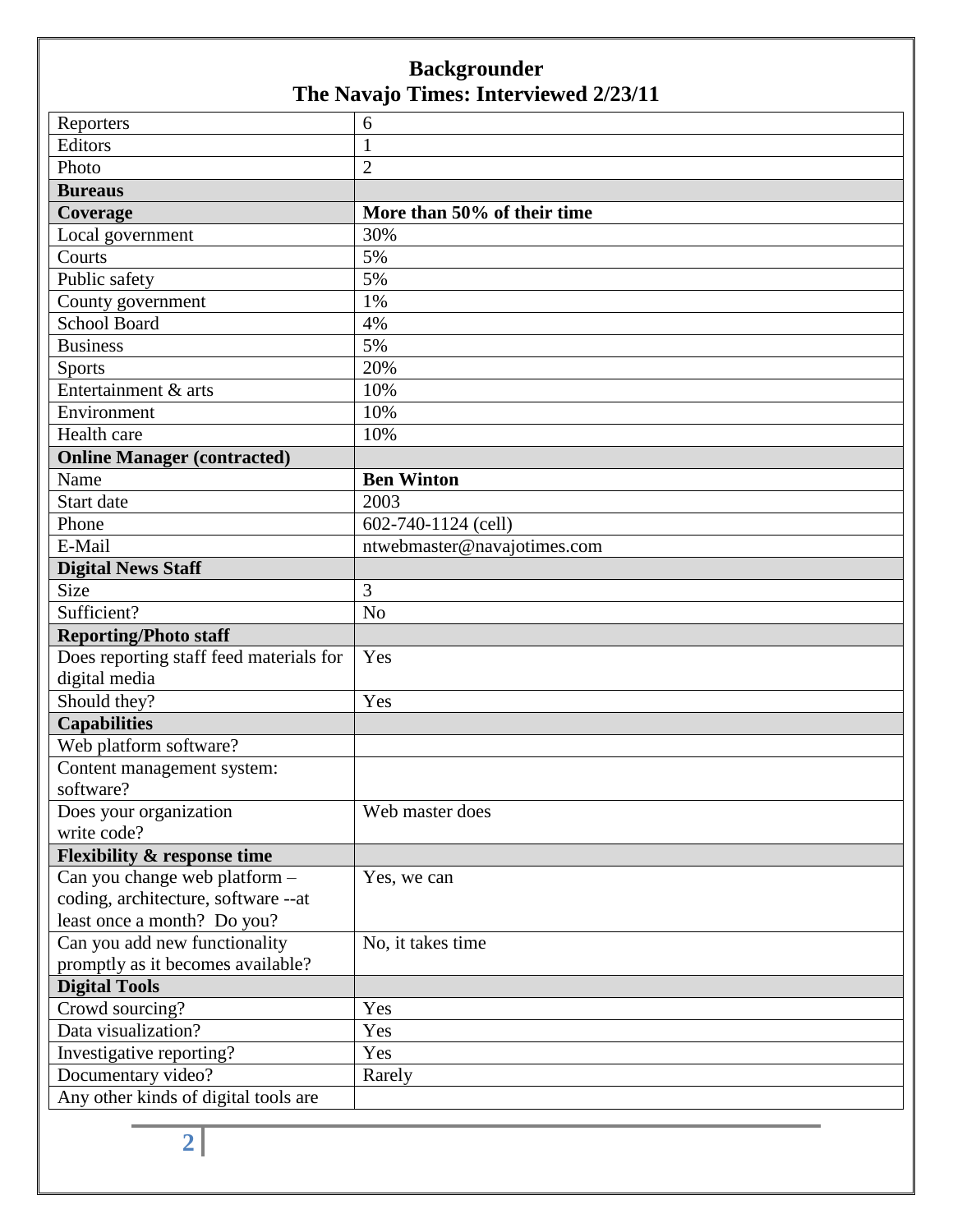# Backgrounder
## The Navajo Times: Interviewed 2/23/11

| | |
|---|---|
| Reporters | 6 |
| Editors | 1 |
| Photo | 2 |
| **Bureaus** | |
| **Coverage** | **More than 50% of their time** |
| Local government | 30% |
| Courts | 5% |
| Public safety | 5% |
| County government | 1% |
| School Board | 4% |
| Business | 5% |
| Sports | 20% |
| Entertainment & arts | 10% |
| Environment | 10% |
| Health care | 10% |
| **Online Manager (contracted)** | |
| Name | **Ben Winton** |
| Start date | 2003 |
| Phone | 602-740-1124 (cell) |
| E-Mail | ntwebmaster@navajotimes.com |
| **Digital News Staff** | |
| Size | 3 |
| Sufficient? | No |
| **Reporting/Photo staff** | |
| Does reporting staff feed materials for digital media | Yes |
| Should they? | Yes |
| **Capabilities** | |
| Web platform software? | |
| Content management system: software? | |
| Does your organization write code? | Web master does |
| **Flexibility & response time** | |
| Can you change web platform – coding, architecture, software --at least once a month? Do you? | Yes, we can |
| Can you add new functionality promptly as it becomes available? | No, it takes time |
| **Digital Tools** | |
| Crowd sourcing? | Yes |
| Data visualization? | Yes |
| Investigative reporting? | Yes |
| Documentary video? | Rarely |
| Any other kinds of digital tools are | |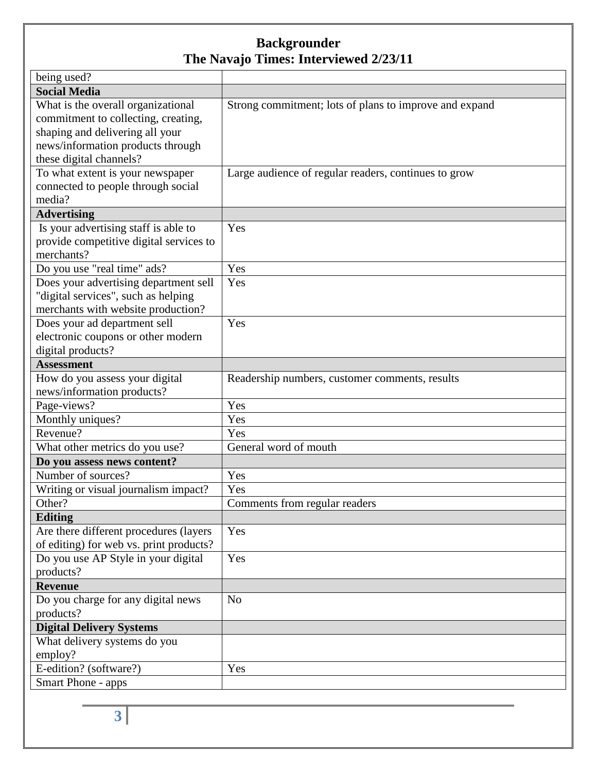# Backgrounder
# The Navajo Times: Interviewed 2/23/11

| | |
|---|---|
| being used? | |
| **Social Media** | |
| What is the overall organizational commitment to collecting, creating, shaping and delivering all your news/information products through these digital channels? | Strong commitment; lots of plans to improve and expand |
| To what extent is your newspaper connected to people through social media? | Large audience of regular readers, continues to grow |
| **Advertising** | |
| Is your advertising staff is able to provide competitive digital services to merchants? | Yes |
| Do you use "real time" ads? | Yes |
| Does your advertising department sell "digital services", such as helping merchants with website production? | Yes |
| Does your ad department sell electronic coupons or other modern digital products? | Yes |
| **Assessment** | |
| How do you assess your digital news/information products? | Readership numbers, customer comments, results |
| Page-views? | Yes |
| Monthly uniques? | Yes |
| Revenue? | Yes |
| What other metrics do you use? | General word of mouth |
| **Do you assess news content?** | |
| Number of sources? | Yes |
| Writing or visual journalism impact? | Yes |
| Other? | Comments from regular readers |
| **Editing** | |
| Are there different procedures (layers of editing) for web vs. print products? | Yes |
| Do you use AP Style in your digital products? | Yes |
| **Revenue** | |
| Do you charge for any digital news products? | No |
| **Digital Delivery Systems** | |
| What delivery systems do you employ? | |
| E-edition? (software?) | Yes |
| Smart Phone - apps | |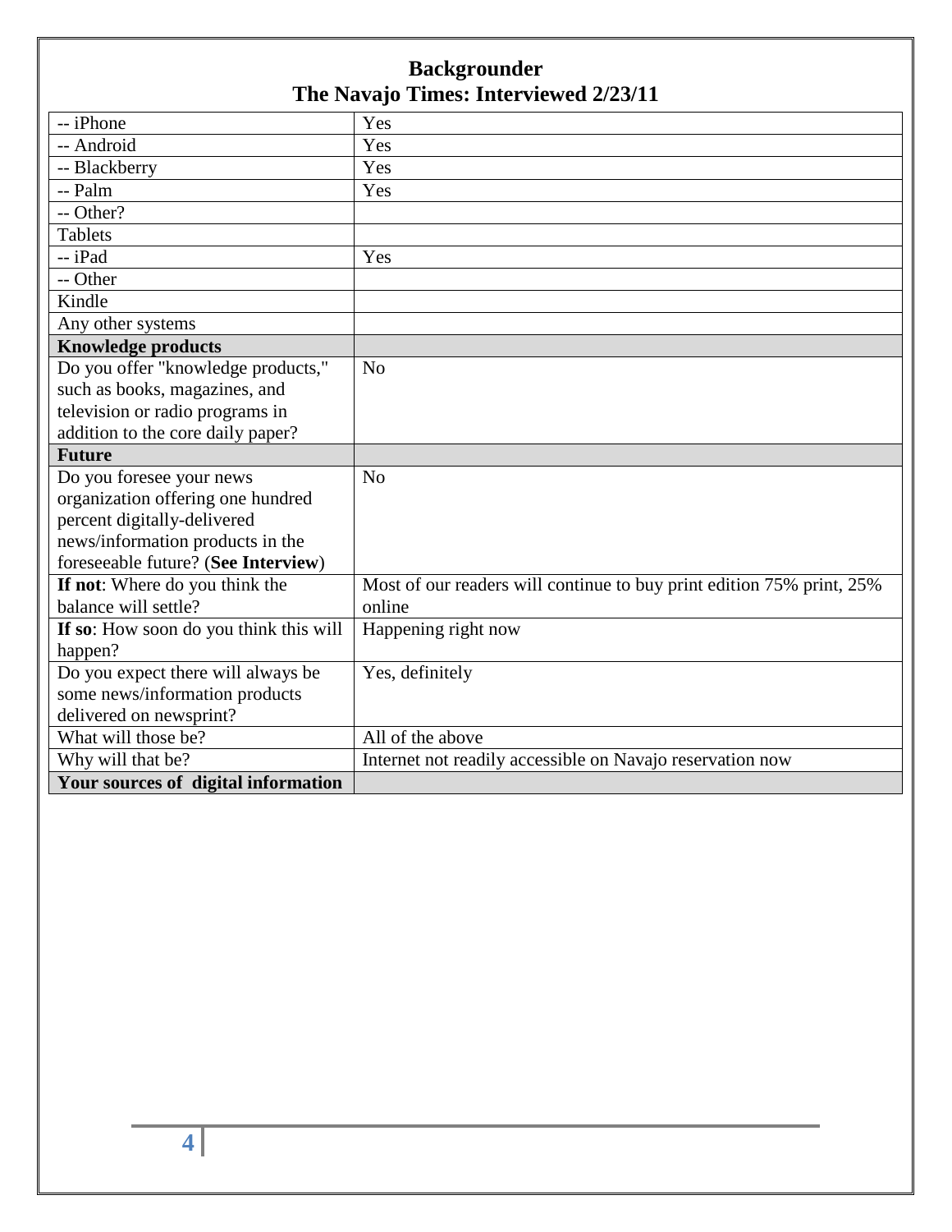## Backgrounder
## The Navajo Times: Interviewed 2/23/11

| | |
|---|---|
| -- iPhone | Yes |
| -- Android | Yes |
| -- Blackberry | Yes |
| -- Palm | Yes |
| -- Other? | |
| Tablets | |
| -- iPad | Yes |
| -- Other | |
| Kindle | |
| Any other systems | |
| **Knowledge products** | |
| Do you offer "knowledge products," such as books, magazines, and television or radio programs in addition to the core daily paper? | No |
| **Future** | |
| Do you foresee your news organization offering one hundred percent digitally-delivered news/information products in the foreseeable future? (**See Interview**) | No |
| **If not**: Where do you think the balance will settle? | Most of our readers will continue to buy print edition 75% print, 25% online |
| **If so**: How soon do you think this will happen? | Happening right now |
| Do you expect there will always be some news/information products delivered on newsprint? | Yes, definitely |
| What will those be? | All of the above |
| Why will that be? | Internet not readily accessible on Navajo reservation now |
| **Your sources of digital information** | |